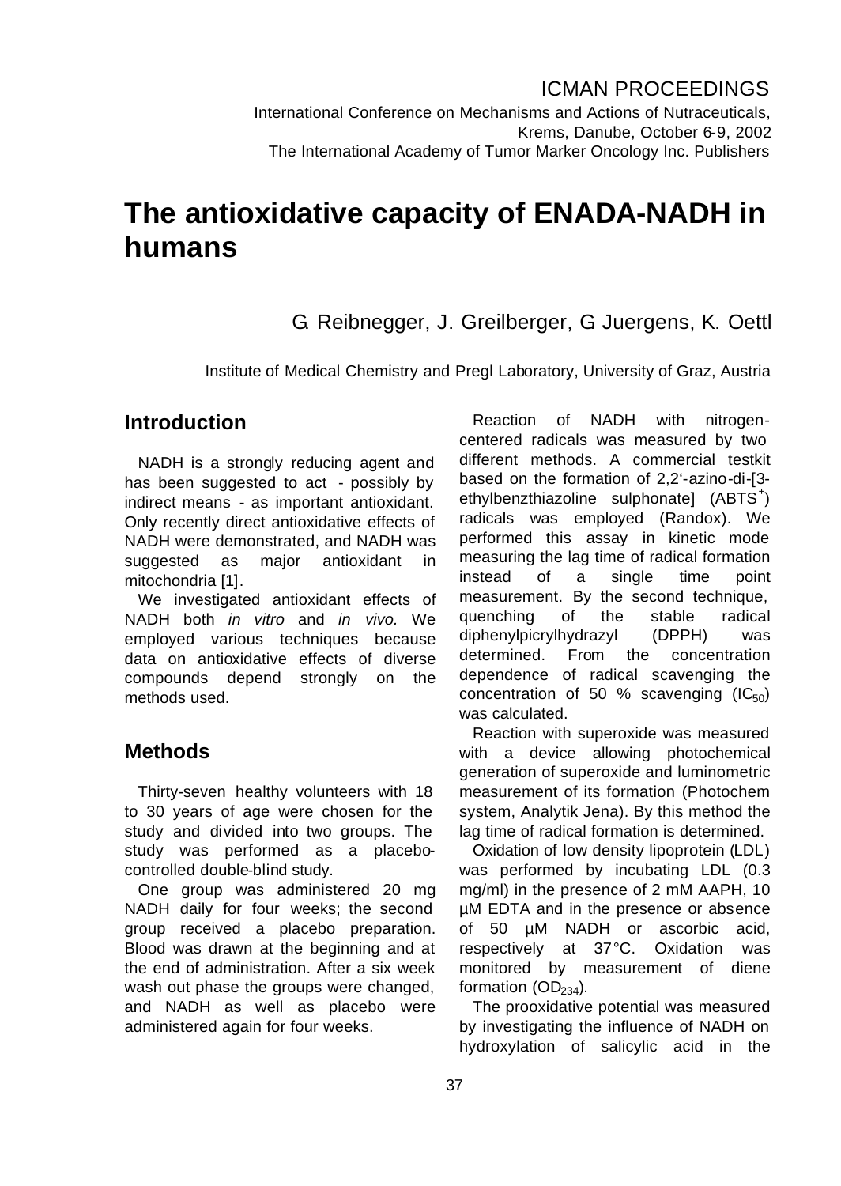ICMAN PROCEEDINGS

International Conference on Mechanisms and Actions of Nutraceuticals, Krems, Danube, October 6-9, 2002

The International Academy of Tumor Marker Oncology Inc. Publishers

# The antioxidative capacity of ENADA-NADH in humans

G. Reibnegger, J. Greilberger, G Juergens, K. Oettl

Institute of Medical Chemistry and Pregl Laboratory, University of Graz, Austria

## Introduction

NADH is a strongly reducing agent and has been suggested to act - possibly by indirect means - as important antioxidant. Only recently direct antioxidative effects of NADH were demonstrated, and NADH was suggested as major antioxidant in mitochondria [1].

We investigated antioxidant effects of NADH both *in vitro* and *in vivo.* We employed various techniques because data on antioxidative effects of diverse compounds depend strongly on the methods used.

## Methods

Thirty-seven healthy volunteers with 18 to 30 years of age were chosen for the study and divided into two groups. The study was performed as a placebo-controlled double-blind study.

One group was administered 20 mg NADH daily for four weeks; the second group received a placebo preparation. Blood was drawn at the beginning and at the end of administration. After a six week wash out phase the groups were changed, and NADH as well as placebo were administered again for four weeks.

Reaction of NADH with nitrogen-centered radicals was measured by two different methods. A commercial testkit based on the formation of 2,2'-azino-di-[3-ethylbenzthiazoline sulphonate] ($ABTS^+$) radicals was employed (Randox). We performed this assay in kinetic mode measuring the lag time of radical formation instead of a single time point measurement. By the second technique, quenching of the stable radical diphenylpicrylhydrazyl (DPPH) was determined. From the concentration dependence of radical scavenging the concentration of 50 % scavenging ($IC_{50}$) was calculated.

Reaction with superoxide was measured with a device allowing photochemical generation of superoxide and luminometric measurement of its formation (Photochem system, Analytik Jena). By this method the lag time of radical formation is determined.

Oxidation of low density lipoprotein (LDL) was performed by incubating LDL (0.3 mg/ml) in the presence of 2 mM AAPH, 10 µM EDTA and in the presence or absence of 50 µM NADH or ascorbic acid, respectively at 37°C. Oxidation was monitored by measurement of diene formation ($OD_{234}$).

The prooxidative potential was measured by investigating the influence of NADH on hydroxylation of salicylic acid in the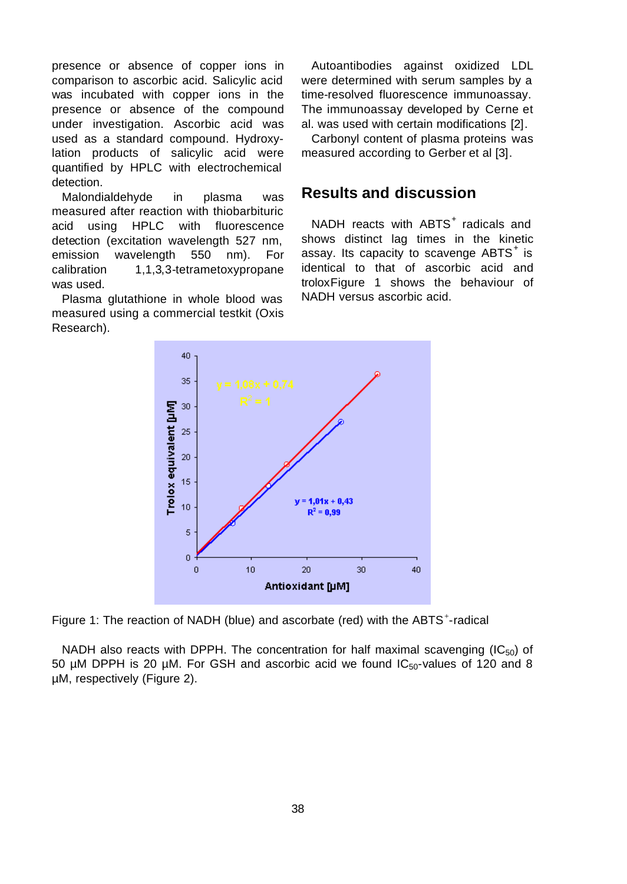presence or absence of copper ions in comparison to ascorbic acid. Salicylic acid was incubated with copper ions in the presence or absence of the compound under investigation. Ascorbic acid was used as a standard compound. Hydroxylation products of salicylic acid were quantified by HPLC with electrochemical detection.

Malondialdehyde in plasma was measured after reaction with thiobarbituric acid using HPLC with fluorescence detection (excitation wavelength 527 nm, emission wavelength 550 nm). For calibration 1,1,3,3-tetrametoxypropane was used.

Plasma glutathione in whole blood was measured using a commercial testkit (Oxis Research).

Autoantibodies against oxidized LDL were determined with serum samples by a time-resolved fluorescence immunoassay. The immunoassay developed by Cerne et al. was used with certain modifications [2].

Carbonyl content of plasma proteins was measured according to Gerber et al [3].

## Results and discussion

NADH reacts with $ABTS^+$ radicals and shows distinct lag times in the kinetic assay. Its capacity to scavenge $ABTS^+$ is identical to that of ascorbic acid and troloxFigure 1 shows the behaviour of NADH versus ascorbic acid.

Figure 1: The reaction of NADH (blue) and ascorbate (red) with the $ABTS^+$-radical

NADH also reacts with DPPH. The concentration for half maximal scavenging ($IC_{50}$) of 50 µM DPPH is 20 µM. For GSH and ascorbic acid we found $IC_{50}$-values of 120 and 8 µM, respectively (Figure 2).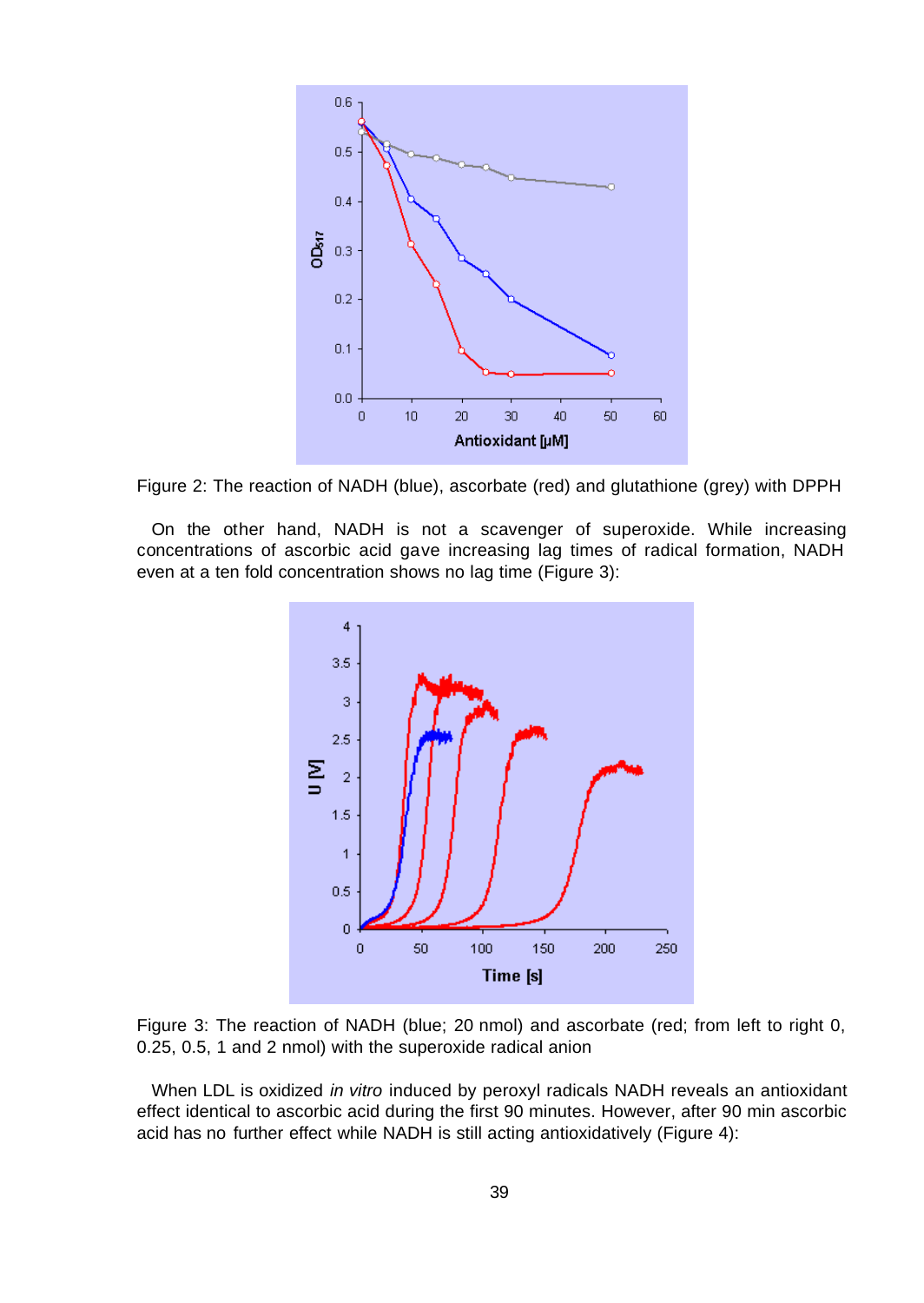Figure 2: The reaction of NADH (blue), ascorbate (red) and glutathione (grey) with DPPH

On the other hand, NADH is not a scavenger of superoxide. While increasing concentrations of ascorbic acid gave increasing lag times of radical formation, NADH even at a ten fold concentration shows no lag time (Figure 3):

Figure 3: The reaction of NADH (blue; 20 nmol) and ascorbate (red; from left to right 0, 0.25, 0.5, 1 and 2 nmol) with the superoxide radical anion

When LDL is oxidized *in vitro* induced by peroxyl radicals NADH reveals an antioxidant effect identical to ascorbic acid during the first 90 minutes. However, after 90 min ascorbic acid has no further effect while NADH is still acting antioxidatively (Figure 4):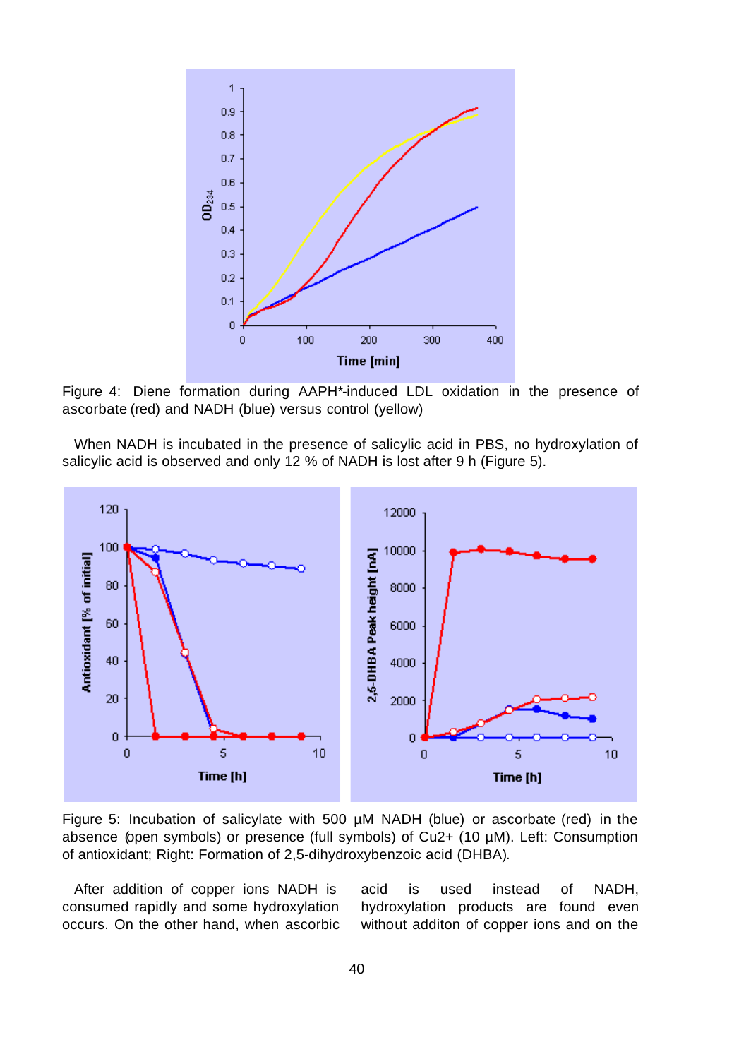Figure 4: Diene formation during AAPH*-induced LDL oxidation in the presence of ascorbate (red) and NADH (blue) versus control (yellow)

When NADH is incubated in the presence of salicylic acid in PBS, no hydroxylation of salicylic acid is observed and only 12 % of NADH is lost after 9 h (Figure 5).

Figure 5: Incubation of salicylate with 500 µM NADH (blue) or ascorbate (red) in the absence (open symbols) or presence (full symbols) of Cu2+ (10 µM). Left: Consumption of antioxidant; Right: Formation of 2,5-dihydroxybenzoic acid (DHBA).

After addition of copper ions NADH is consumed rapidly and some hydroxylation occurs. On the other hand, when ascorbic acid is used instead of NADH, hydroxylation products are found even without additon of copper ions and on the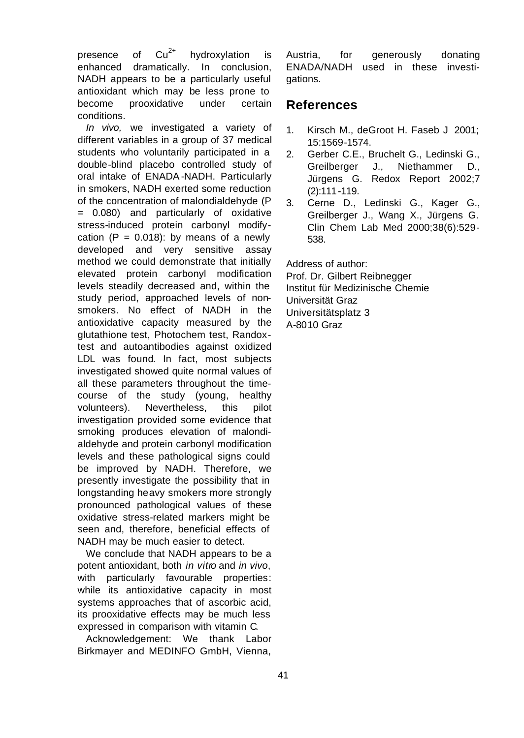presence of $Cu^{2+}$ hydroxylation is enhanced dramatically. In conclusion, NADH appears to be a particularly useful antioxidant which may be less prone to become prooxidative under certain conditions.

*In vivo,* we investigated a variety of different variables in a group of 37 medical students who voluntarily participated in a double-blind placebo controlled study of oral intake of ENADA-NADH. Particularly in smokers, NADH exerted some reduction of the concentration of malondialdehyde ($P = 0.080$) and particularly of oxidative stress-induced protein carbonyl modifycation ($P = 0.018$): by means of a newly developed and very sensitive assay method we could demonstrate that initially elevated protein carbonyl modification levels steadily decreased and, within the study period, approached levels of non-smokers. No effect of NADH in the antioxidative capacity measured by the glutathione test, Photochem test, Randox-test and autoantibodies against oxidized LDL was found. In fact, most subjects investigated showed quite normal values of all these parameters throughout the time-course of the study (young, healthy volunteers). Nevertheless, this pilot investigation provided some evidence that smoking produces elevation of malondialdehyde and protein carbonyl modification levels and these pathological signs could be improved by NADH. Therefore, we presently investigate the possibility that in longstanding heavy smokers more strongly pronounced pathological values of these oxidative stress-related markers might be seen and, therefore, beneficial effects of NADH may be much easier to detect.

We conclude that NADH appears to be a potent antioxidant, both *in vitro* and *in vivo*, with particularly favourable properties: while its antioxidative capacity in most systems approaches that of ascorbic acid, its prooxidative effects may be much less expressed in comparison with vitamin C.

Acknowledgement: We thank Labor Birkmayer and MEDINFO GmbH, Vienna, Austria, for generously donating ENADA/NADH used in these investigations.

## References

1. Kirsch M., deGroot H. Faseb J 2001; 15:1569-1574.
2. Gerber C.E., Bruchelt G., Ledinski G., Greilberger J., Niethammer D., Jürgens G. Redox Report 2002;7 (2):111-119.
3. Cerne D., Ledinski G., Kager G., Greilberger J., Wang X., Jürgens G. Clin Chem Lab Med 2000;38(6):529-538.

Address of author:
Prof. Dr. Gilbert Reibnegger
Institut für Medizinische Chemie
Universität Graz
Universitätsplatz 3
A-8010 Graz